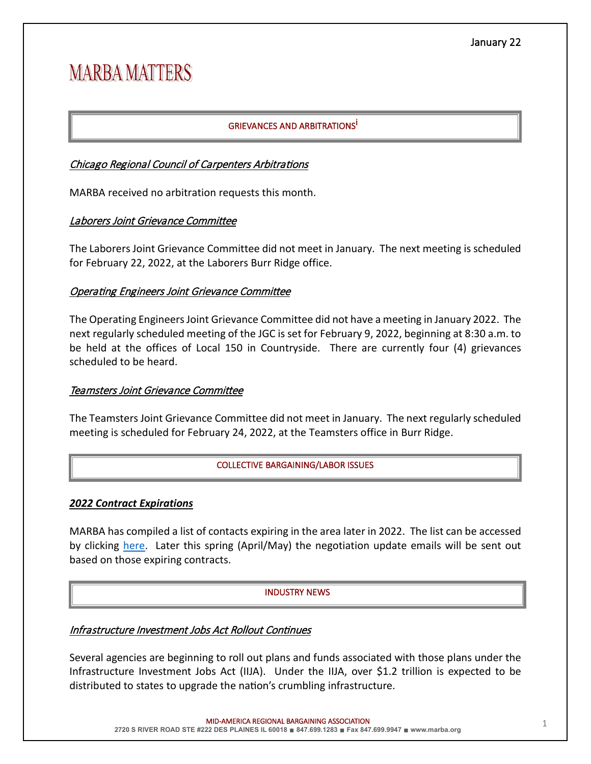January 22

# MARBA MATTERS

## GRIEVANCES AND ARBITRATIONS[i]

### *Chicago Regional Council of Carpenters Arbitrations*

MARBA received no arbitration requests this month.

### *Laborers Joint Grievance Committee*

The Laborers Joint Grievance Committee did not meet in January. The next meeting is scheduled for February 22, 2022, at the Laborers Burr Ridge office.

### *Operating Engineers Joint Grievance Committee*

The Operating Engineers Joint Grievance Committee did not have a meeting in January 2022. The next regularly scheduled meeting of the JGC is set for February 9, 2022, beginning at 8:30 a.m. to be held at the offices of Local 150 in Countryside. There are currently four (4) grievances scheduled to be heard.

### *Teamsters Joint Grievance Committee*

The Teamsters Joint Grievance Committee did not meet in January. The next regularly scheduled meeting is scheduled for February 24, 2022, at the Teamsters office in Burr Ridge.

## COLLECTIVE BARGAINING/LABOR ISSUES

### ***2022 Contract Expirations***

MARBA has compiled a list of contacts expiring in the area later in 2022. The list can be accessed by clicking here. Later this spring (April/May) the negotiation update emails will be sent out based on those expiring contracts.

## INDUSTRY NEWS

### *Infrastructure Investment Jobs Act Rollout Continues*

Several agencies are beginning to roll out plans and funds associated with those plans under the Infrastructure Investment Jobs Act (IIJA). Under the IIJA, over $1.2 trillion is expected to be distributed to states to upgrade the nation's crumbling infrastructure.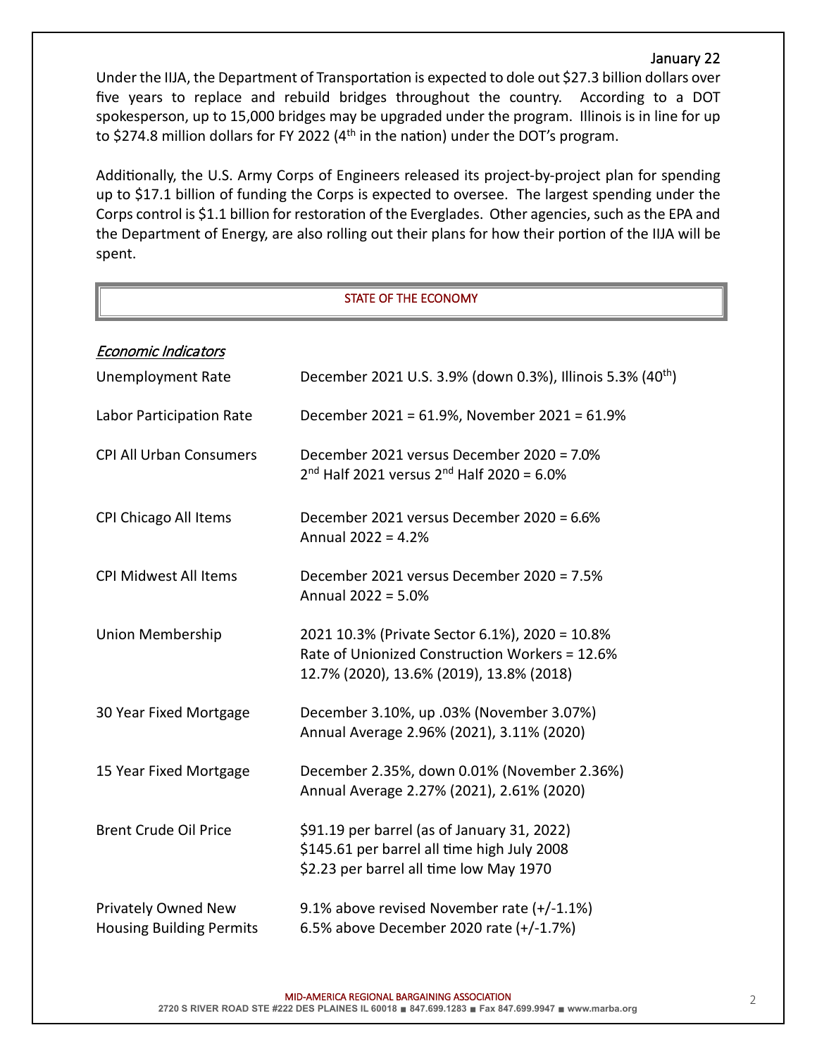Under the IIJA, the Department of Transportation is expected to dole out $27.3 billion dollars over five years to replace and rebuild bridges throughout the country. According to a DOT spokesperson, up to 15,000 bridges may be upgraded under the program. Illinois is in line for up to $274.8 million dollars for FY 2022 (4th in the nation) under the DOT's program.

Additionally, the U.S. Army Corps of Engineers released its project-by-project plan for spending up to $17.1 billion of funding the Corps is expected to oversee. The largest spending under the Corps control is $1.1 billion for restoration of the Everglades. Other agencies, such as the EPA and the Department of Energy, are also rolling out their plans for how their portion of the IIJA will be spent.

## STATE OF THE ECONOMY

*Economic Indicators*

| | |
|---|---|
| Unemployment Rate | December 2021 U.S. 3.9% (down 0.3%), Illinois 5.3% (40th) |
| Labor Participation Rate | December 2021 = 61.9%, November 2021 = 61.9% |
| CPI All Urban Consumers | December 2021 versus December 2020 = 7.0%<br>2nd Half 2021 versus 2nd Half 2020 = 6.0% |
| CPI Chicago All Items | December 2021 versus December 2020 = 6.6%<br>Annual 2022 = 4.2% |
| CPI Midwest All Items | December 2021 versus December 2020 = 7.5%<br>Annual 2022 = 5.0% |
| Union Membership | 2021 10.3% (Private Sector 6.1%), 2020 = 10.8%<br>Rate of Unionized Construction Workers = 12.6%<br>12.7% (2020), 13.6% (2019), 13.8% (2018) |
| 30 Year Fixed Mortgage | December 3.10%, up .03% (November 3.07%)<br>Annual Average 2.96% (2021), 3.11% (2020) |
| 15 Year Fixed Mortgage | December 2.35%, down 0.01% (November 2.36%)<br>Annual Average 2.27% (2021), 2.61% (2020) |
| Brent Crude Oil Price | $91.19 per barrel (as of January 31, 2022)<br>$145.61 per barrel all time high July 2008<br>$2.23 per barrel all time low May 1970 |
| Privately Owned New Housing Building Permits | 9.1% above revised November rate (+/-1.1%)<br>6.5% above December 2020 rate (+/-1.7%) |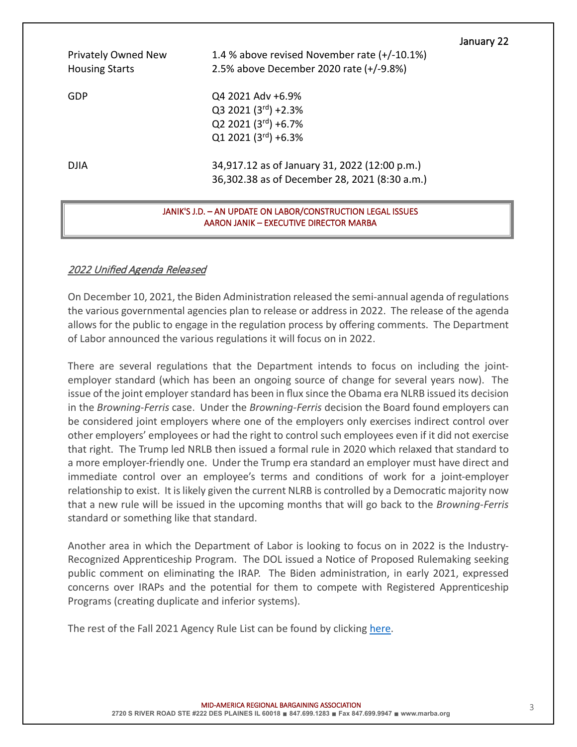January 22

| | |
|---|---|
| Privately Owned New Housing Starts | 1.4 % above revised November rate (+/-10.1%)<br>2.5% above December 2020 rate (+/-9.8%) |
| GDP | Q4 2021 Adv +6.9%<br>Q3 2021 (3rd) +2.3%<br>Q2 2021 (3rd) +6.7%<br>Q1 2021 (3rd) +6.3% |
| DJIA | 34,917.12 as of January 31, 2022 (12:00 p.m.)<br>36,302.38 as of December 28, 2021 (8:30 a.m.) |

## JANIK'S J.D. – AN UPDATE ON LABOR/CONSTRUCTION LEGAL ISSUES
### AARON JANIK – EXECUTIVE DIRECTOR MARBA

### *2022 Unified Agenda Released*

On December 10, 2021, the Biden Administration released the semi-annual agenda of regulations the various governmental agencies plan to release or address in 2022. The release of the agenda allows for the public to engage in the regulation process by offering comments. The Department of Labor announced the various regulations it will focus on in 2022.

There are several regulations that the Department intends to focus on including the joint-employer standard (which has been an ongoing source of change for several years now). The issue of the joint employer standard has been in flux since the Obama era NLRB issued its decision in the *Browning-Ferris* case. Under the *Browning-Ferris* decision the Board found employers can be considered joint employers where one of the employers only exercises indirect control over other employers' employees or had the right to control such employees even if it did not exercise that right. The Trump led NRLB then issued a formal rule in 2020 which relaxed that standard to a more employer-friendly one. Under the Trump era standard an employer must have direct and immediate control over an employee's terms and conditions of work for a joint-employer relationship to exist. It is likely given the current NLRB is controlled by a Democratic majority now that a new rule will be issued in the upcoming months that will go back to the *Browning-Ferris* standard or something like that standard.

Another area in which the Department of Labor is looking to focus on in 2022 is the Industry-Recognized Apprenticeship Program. The DOL issued a Notice of Proposed Rulemaking seeking public comment on eliminating the IRAP. The Biden administration, in early 2021, expressed concerns over IRAPs and the potential for them to compete with Registered Apprenticeship Programs (creating duplicate and inferior systems).

The rest of the Fall 2021 Agency Rule List can be found by clicking here.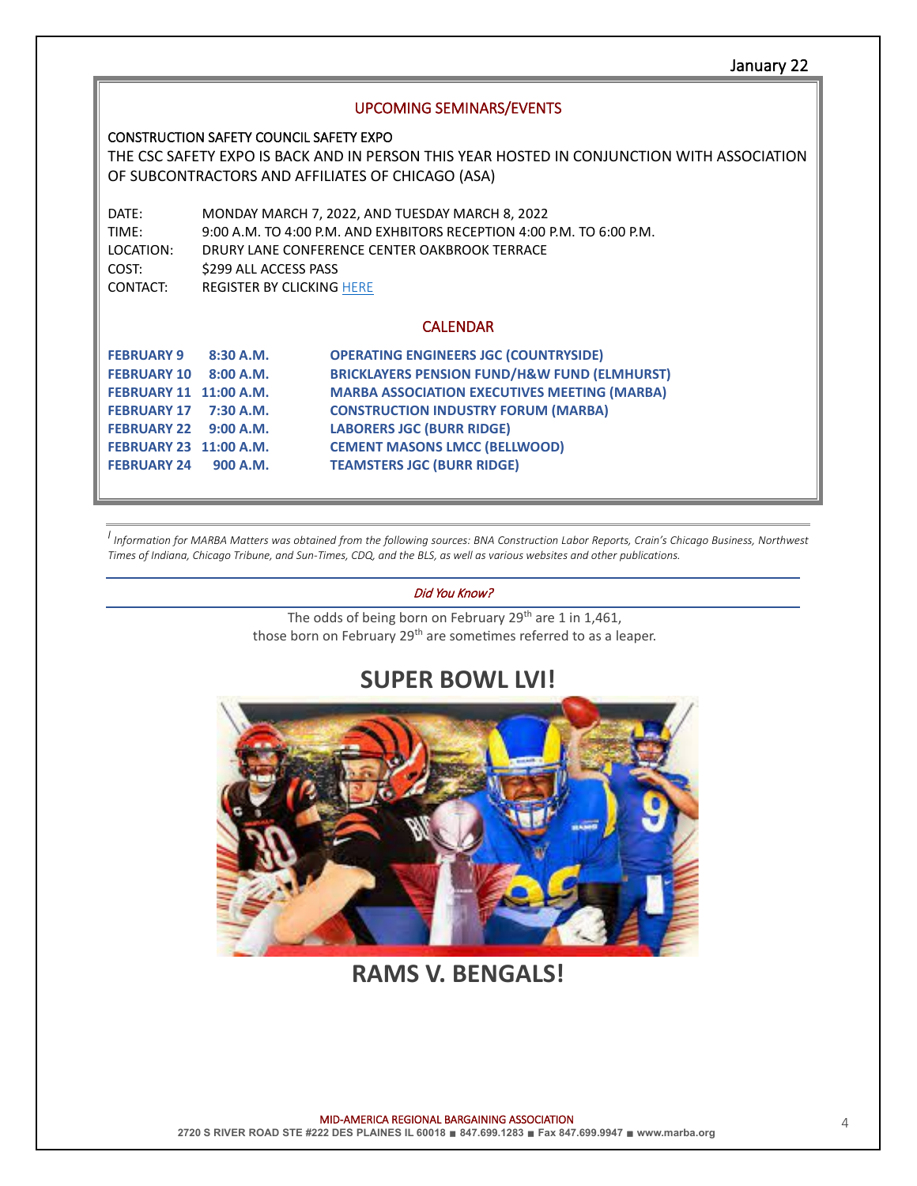January 22

## UPCOMING SEMINARS/EVENTS

CONSTRUCTION SAFETY COUNCIL SAFETY EXPO

THE CSC SAFETY EXPO IS BACK AND IN PERSON THIS YEAR HOSTED IN CONJUNCTION WITH ASSOCIATION OF SUBCONTRACTORS AND AFFILIATES OF CHICAGO (ASA)

DATE: MONDAY MARCH 7, 2022, AND TUESDAY MARCH 8, 2022
TIME: 9:00 A.M. TO 4:00 P.M. AND EXHBITORS RECEPTION 4:00 P.M. TO 6:00 P.M.
LOCATION: DRURY LANE CONFERENCE CENTER OAKBROOK TERRACE
COST: $299 ALL ACCESS PASS
CONTACT: REGISTER BY CLICKING HERE

## CALENDAR

| | | |
|---|---|---|
| **FEBRUARY 9** | **8:30 A.M.** | **OPERATING ENGINEERS JGC (COUNTRYSIDE)** |
| **FEBRUARY 10** | **8:00 A.M.** | **BRICKLAYERS PENSION FUND/H&W FUND (ELMHURST)** |
| **FEBRUARY 11** | **11:00 A.M.** | **MARBA ASSOCIATION EXECUTIVES MEETING (MARBA)** |
| **FEBRUARY 17** | **7:30 A.M.** | **CONSTRUCTION INDUSTRY FORUM (MARBA)** |
| **FEBRUARY 22** | **9:00 A.M.** | **LABORERS JGC (BURR RIDGE)** |
| **FEBRUARY 23** | **11:00 A.M.** | **CEMENT MASONS LMCC (BELLWOOD)** |
| **FEBRUARY 24** | **900 A.M.** | **TEAMSTERS JGC (BURR RIDGE)** |

---

[I] *Information for MARBA Matters was obtained from the following sources: BNA Construction Labor Reports, Crain's Chicago Business, Northwest Times of Indiana, Chicago Tribune, and Sun-Times, CDQ, and the BLS, as well as various websites and other publications.*

*Did You Know?*

The odds of being born on February 29th are 1 in 1,461, those born on February 29th are sometimes referred to as a leaper.

# SUPER BOWL LVI!

# RAMS V. BENGALS!

MID-AMERICA REGIONAL BARGAINING ASSOCIATION
2720 S RIVER ROAD STE #222 DES PLAINES IL 60018 ■ 847.699.1283 ■ Fax 847.699.9947 ■ www.marba.org